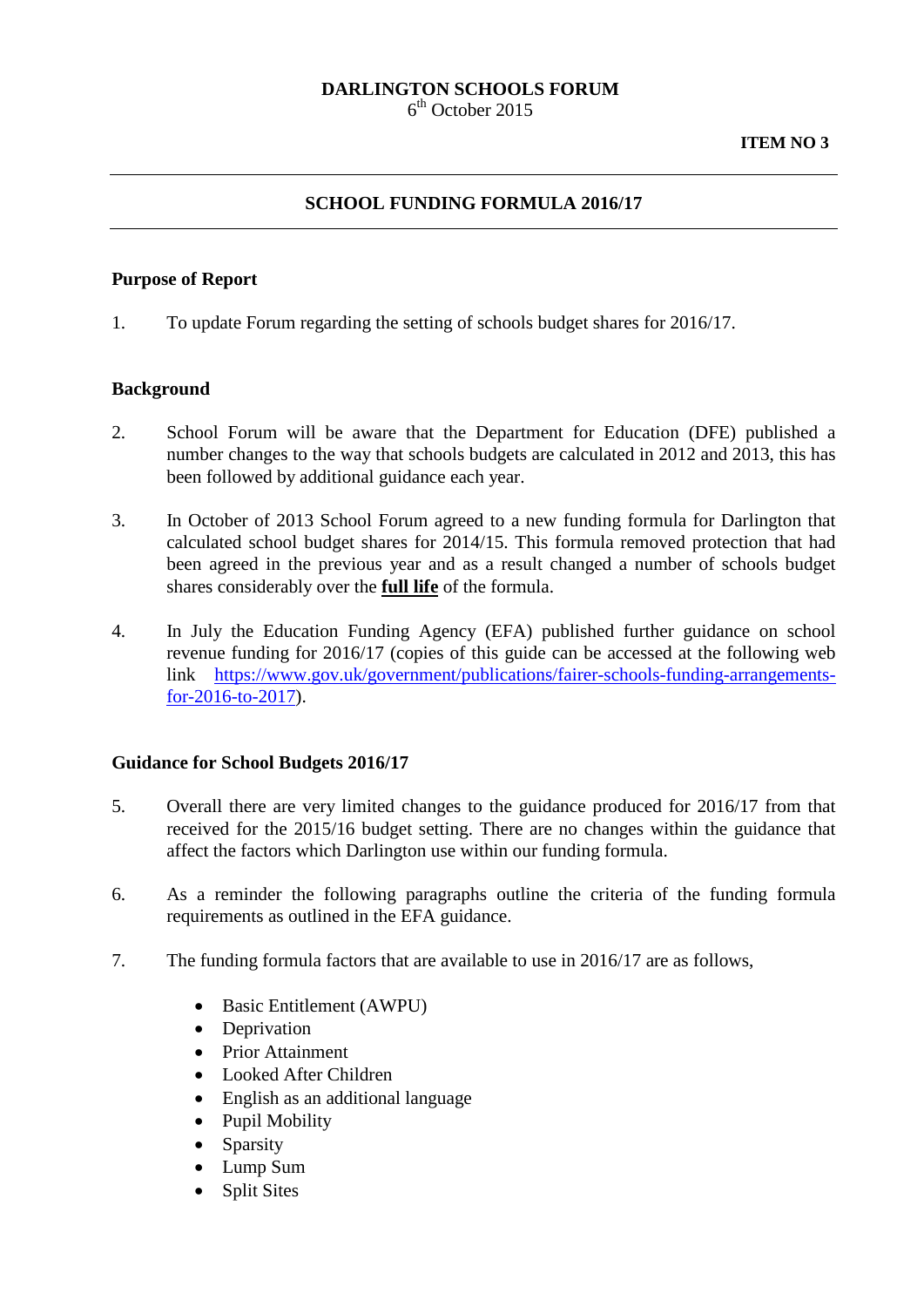**DARLINGTON SCHOOLS FORUM**
6th October 2015

**ITEM NO 3**

---

## SCHOOL FUNDING FORMULA 2016/17

---

### Purpose of Report

1. To update Forum regarding the setting of schools budget shares for 2016/17.

### Background

2. School Forum will be aware that the Department for Education (DFE) published a number changes to the way that schools budgets are calculated in 2012 and 2013, this has been followed by additional guidance each year.

3. In October of 2013 School Forum agreed to a new funding formula for Darlington that calculated school budget shares for 2014/15. This formula removed protection that had been agreed in the previous year and as a result changed a number of schools budget shares considerably over the **full life** of the formula.

4. In July the Education Funding Agency (EFA) published further guidance on school revenue funding for 2016/17 (copies of this guide can be accessed at the following web link https://www.gov.uk/government/publications/fairer-schools-funding-arrangements-for-2016-to-2017).

### Guidance for School Budgets 2016/17

5. Overall there are very limited changes to the guidance produced for 2016/17 from that received for the 2015/16 budget setting. There are no changes within the guidance that affect the factors which Darlington use within our funding formula.

6. As a reminder the following paragraphs outline the criteria of the funding formula requirements as outlined in the EFA guidance.

7. The funding formula factors that are available to use in 2016/17 are as follows,

   - Basic Entitlement (AWPU)
   - Deprivation
   - Prior Attainment
   - Looked After Children
   - English as an additional language
   - Pupil Mobility
   - Sparsity
   - Lump Sum
   - Split Sites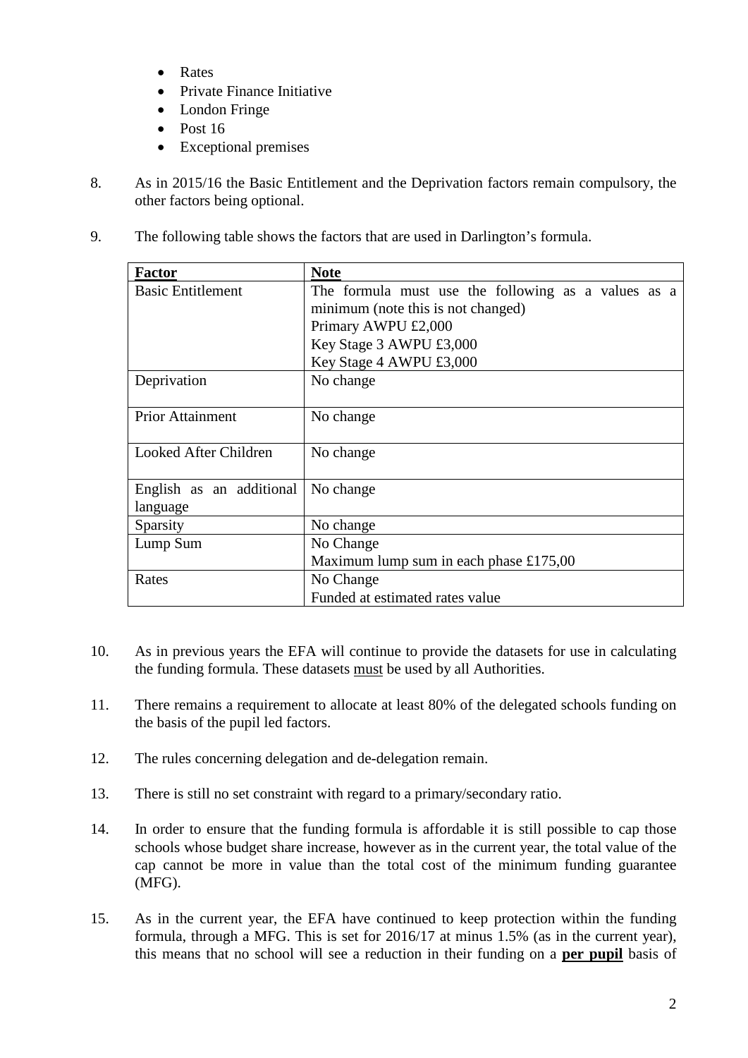- Rates
- Private Finance Initiative
- London Fringe
- Post 16
- Exceptional premises

8. As in 2015/16 the Basic Entitlement and the Deprivation factors remain compulsory, the other factors being optional.

9. The following table shows the factors that are used in Darlington's formula.

| **Factor** | **Note** |
|---|---|
| Basic Entitlement | The formula must use the following as a values as a minimum (note this is not changed)<br>Primary AWPU £2,000<br>Key Stage 3 AWPU £3,000<br>Key Stage 4 AWPU £3,000 |
| Deprivation | No change |
| Prior Attainment | No change |
| Looked After Children | No change |
| English as an additional language | No change |
| Sparsity | No change |
| Lump Sum | No Change<br>Maximum lump sum in each phase £175,00 |
| Rates | No Change<br>Funded at estimated rates value |

10. As in previous years the EFA will continue to provide the datasets for use in calculating the funding formula. These datasets <u>must</u> be used by all Authorities.

11. There remains a requirement to allocate at least 80% of the delegated schools funding on the basis of the pupil led factors.

12. The rules concerning delegation and de-delegation remain.

13. There is still no set constraint with regard to a primary/secondary ratio.

14. In order to ensure that the funding formula is affordable it is still possible to cap those schools whose budget share increase, however as in the current year, the total value of the cap cannot be more in value than the total cost of the minimum funding guarantee (MFG).

15. As in the current year, the EFA have continued to keep protection within the funding formula, through a MFG. This is set for 2016/17 at minus 1.5% (as in the current year), this means that no school will see a reduction in their funding on a **<u>per pupil</u>** basis of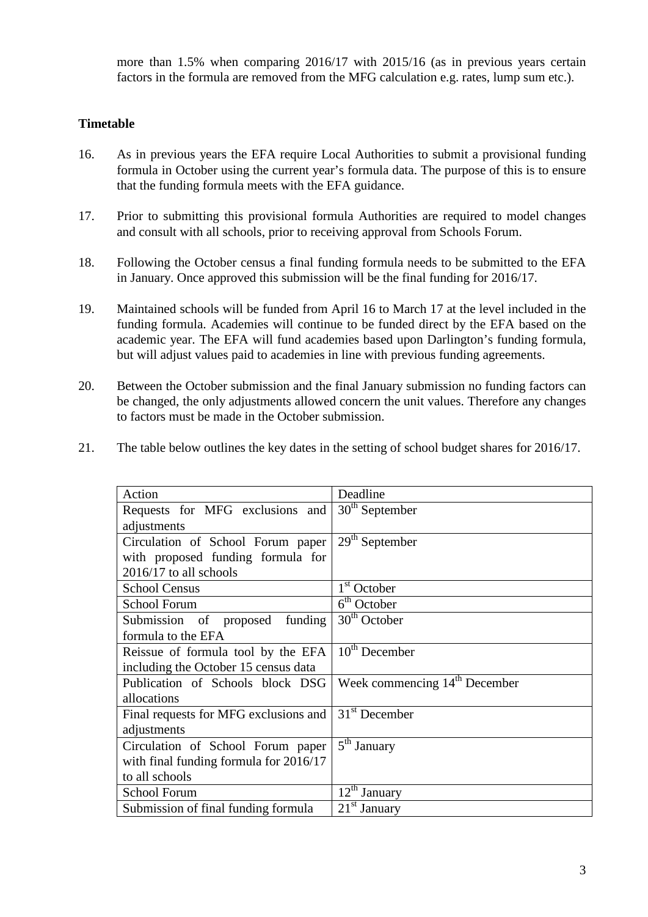more than 1.5% when comparing 2016/17 with 2015/16 (as in previous years certain factors in the formula are removed from the MFG calculation e.g. rates, lump sum etc.).

**Timetable**

16. As in previous years the EFA require Local Authorities to submit a provisional funding formula in October using the current year's formula data. The purpose of this is to ensure that the funding formula meets with the EFA guidance.

17. Prior to submitting this provisional formula Authorities are required to model changes and consult with all schools, prior to receiving approval from Schools Forum.

18. Following the October census a final funding formula needs to be submitted to the EFA in January. Once approved this submission will be the final funding for 2016/17.

19. Maintained schools will be funded from April 16 to March 17 at the level included in the funding formula. Academies will continue to be funded direct by the EFA based on the academic year. The EFA will fund academies based upon Darlington's funding formula, but will adjust values paid to academies in line with previous funding agreements.

20. Between the October submission and the final January submission no funding factors can be changed, the only adjustments allowed concern the unit values. Therefore any changes to factors must be made in the October submission.

21. The table below outlines the key dates in the setting of school budget shares for 2016/17.

| Action | Deadline |
|---|---|
| Requests for MFG exclusions and adjustments | 30th September |
| Circulation of School Forum paper with proposed funding formula for 2016/17 to all schools | 29th September |
| School Census | 1st October |
| School Forum | 6th October |
| Submission of proposed funding formula to the EFA | 30th October |
| Reissue of formula tool by the EFA including the October 15 census data | 10th December |
| Publication of Schools block DSG allocations | Week commencing 14th December |
| Final requests for MFG exclusions and adjustments | 31st December |
| Circulation of School Forum paper with final funding formula for 2016/17 to all schools | 5th January |
| School Forum | 12th January |
| Submission of final funding formula | 21st January |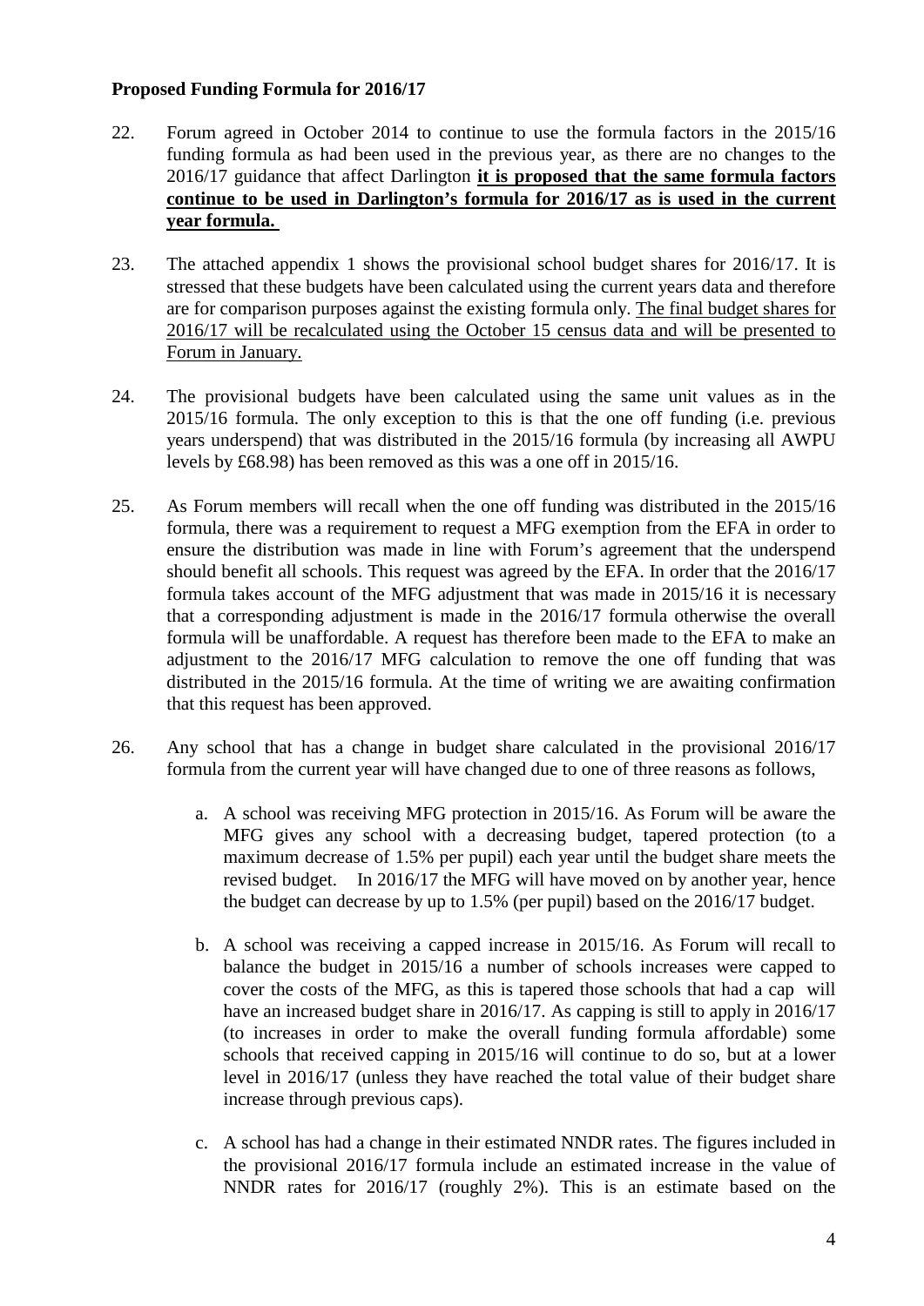**Proposed Funding Formula for 2016/17**

22. Forum agreed in October 2014 to continue to use the formula factors in the 2015/16 funding formula as had been used in the previous year, as there are no changes to the 2016/17 guidance that affect Darlington **it is proposed that the same formula factors continue to be used in Darlington's formula for 2016/17 as is used in the current year formula.**

23. The attached appendix 1 shows the provisional school budget shares for 2016/17. It is stressed that these budgets have been calculated using the current years data and therefore are for comparison purposes against the existing formula only. The final budget shares for 2016/17 will be recalculated using the October 15 census data and will be presented to Forum in January.

24. The provisional budgets have been calculated using the same unit values as in the 2015/16 formula. The only exception to this is that the one off funding (i.e. previous years underspend) that was distributed in the 2015/16 formula (by increasing all AWPU levels by £68.98) has been removed as this was a one off in 2015/16.

25. As Forum members will recall when the one off funding was distributed in the 2015/16 formula, there was a requirement to request a MFG exemption from the EFA in order to ensure the distribution was made in line with Forum's agreement that the underspend should benefit all schools. This request was agreed by the EFA. In order that the 2016/17 formula takes account of the MFG adjustment that was made in 2015/16 it is necessary that a corresponding adjustment is made in the 2016/17 formula otherwise the overall formula will be unaffordable. A request has therefore been made to the EFA to make an adjustment to the 2016/17 MFG calculation to remove the one off funding that was distributed in the 2015/16 formula. At the time of writing we are awaiting confirmation that this request has been approved.

26. Any school that has a change in budget share calculated in the provisional 2016/17 formula from the current year will have changed due to one of three reasons as follows,

    a. A school was receiving MFG protection in 2015/16. As Forum will be aware the MFG gives any school with a decreasing budget, tapered protection (to a maximum decrease of 1.5% per pupil) each year until the budget share meets the revised budget. In 2016/17 the MFG will have moved on by another year, hence the budget can decrease by up to 1.5% (per pupil) based on the 2016/17 budget.

    b. A school was receiving a capped increase in 2015/16. As Forum will recall to balance the budget in 2015/16 a number of schools increases were capped to cover the costs of the MFG, as this is tapered those schools that had a cap will have an increased budget share in 2016/17. As capping is still to apply in 2016/17 (to increases in order to make the overall funding formula affordable) some schools that received capping in 2015/16 will continue to do so, but at a lower level in 2016/17 (unless they have reached the total value of their budget share increase through previous caps).

    c. A school has had a change in their estimated NNDR rates. The figures included in the provisional 2016/17 formula include an estimated increase in the value of NNDR rates for 2016/17 (roughly 2%). This is an estimate based on the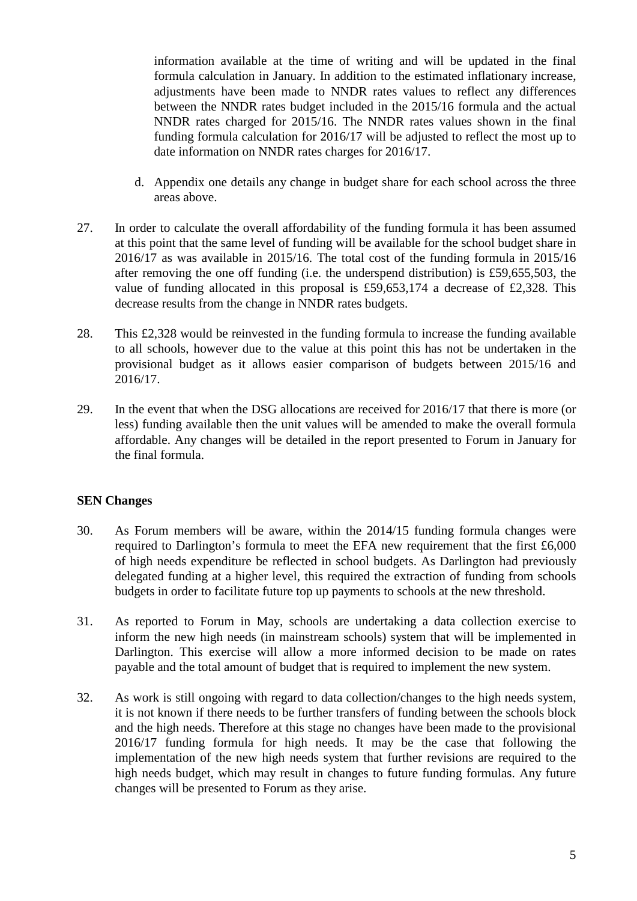information available at the time of writing and will be updated in the final formula calculation in January. In addition to the estimated inflationary increase, adjustments have been made to NNDR rates values to reflect any differences between the NNDR rates budget included in the 2015/16 formula and the actual NNDR rates charged for 2015/16. The NNDR rates values shown in the final funding formula calculation for 2016/17 will be adjusted to reflect the most up to date information on NNDR rates charges for 2016/17.

d. Appendix one details any change in budget share for each school across the three areas above.

27. In order to calculate the overall affordability of the funding formula it has been assumed at this point that the same level of funding will be available for the school budget share in 2016/17 as was available in 2015/16. The total cost of the funding formula in 2015/16 after removing the one off funding (i.e. the underspend distribution) is £59,655,503, the value of funding allocated in this proposal is £59,653,174 a decrease of £2,328. This decrease results from the change in NNDR rates budgets.

28. This £2,328 would be reinvested in the funding formula to increase the funding available to all schools, however due to the value at this point this has not be undertaken in the provisional budget as it allows easier comparison of budgets between 2015/16 and 2016/17.

29. In the event that when the DSG allocations are received for 2016/17 that there is more (or less) funding available then the unit values will be amended to make the overall formula affordable. Any changes will be detailed in the report presented to Forum in January for the final formula.

**SEN Changes**

30. As Forum members will be aware, within the 2014/15 funding formula changes were required to Darlington's formula to meet the EFA new requirement that the first £6,000 of high needs expenditure be reflected in school budgets. As Darlington had previously delegated funding at a higher level, this required the extraction of funding from schools budgets in order to facilitate future top up payments to schools at the new threshold.

31. As reported to Forum in May, schools are undertaking a data collection exercise to inform the new high needs (in mainstream schools) system that will be implemented in Darlington. This exercise will allow a more informed decision to be made on rates payable and the total amount of budget that is required to implement the new system.

32. As work is still ongoing with regard to data collection/changes to the high needs system, it is not known if there needs to be further transfers of funding between the schools block and the high needs. Therefore at this stage no changes have been made to the provisional 2016/17 funding formula for high needs. It may be the case that following the implementation of the new high needs system that further revisions are required to the high needs budget, which may result in changes to future funding formulas. Any future changes will be presented to Forum as they arise.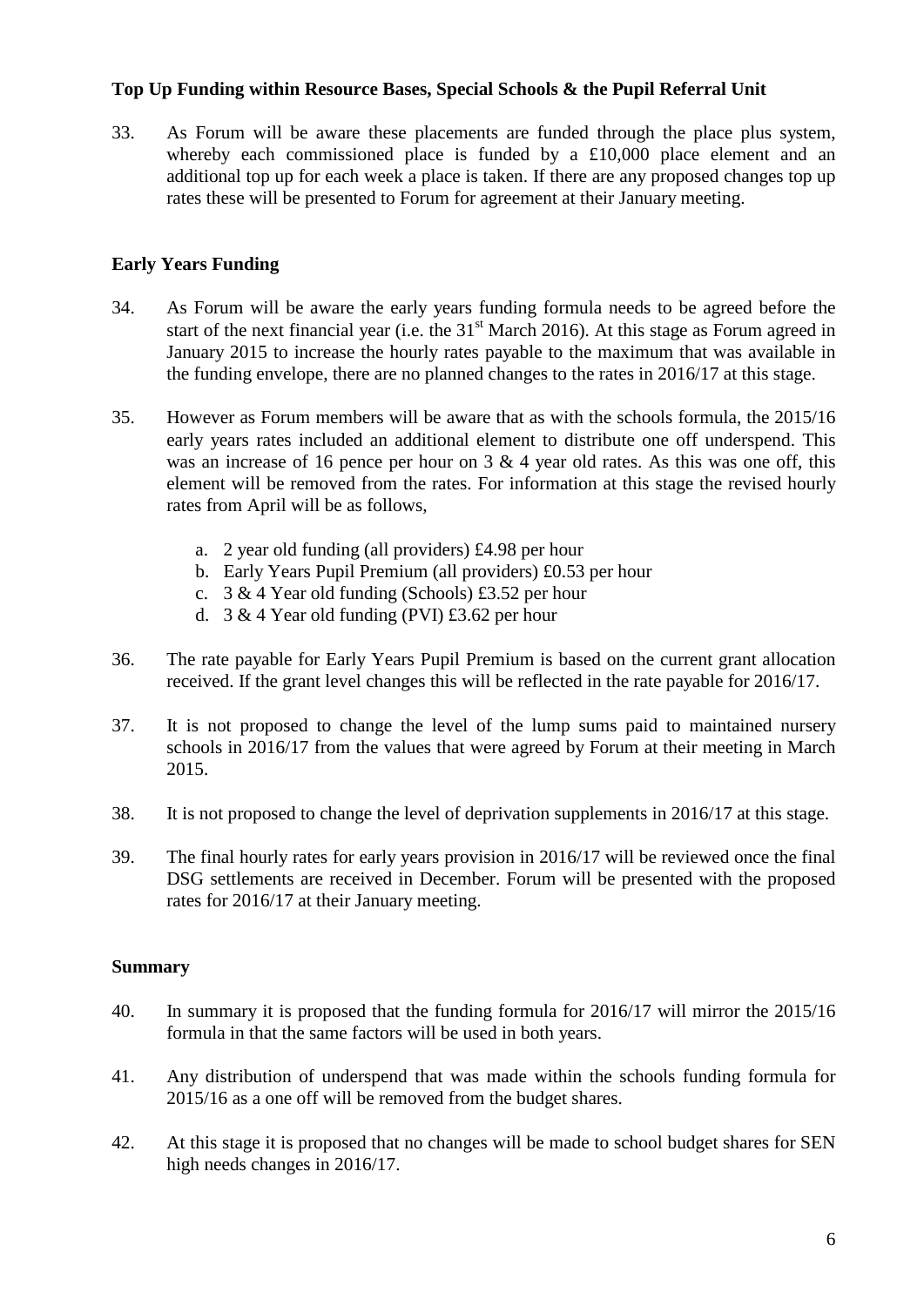**Top Up Funding within Resource Bases, Special Schools & the Pupil Referral Unit**

33. As Forum will be aware these placements are funded through the place plus system, whereby each commissioned place is funded by a £10,000 place element and an additional top up for each week a place is taken. If there are any proposed changes top up rates these will be presented to Forum for agreement at their January meeting.

**Early Years Funding**

34. As Forum will be aware the early years funding formula needs to be agreed before the start of the next financial year (i.e. the 31st March 2016). At this stage as Forum agreed in January 2015 to increase the hourly rates payable to the maximum that was available in the funding envelope, there are no planned changes to the rates in 2016/17 at this stage.

35. However as Forum members will be aware that as with the schools formula, the 2015/16 early years rates included an additional element to distribute one off underspend. This was an increase of 16 pence per hour on 3 & 4 year old rates. As this was one off, this element will be removed from the rates. For information at this stage the revised hourly rates from April will be as follows,

    a. 2 year old funding (all providers) £4.98 per hour
    b. Early Years Pupil Premium (all providers) £0.53 per hour
    c. 3 & 4 Year old funding (Schools) £3.52 per hour
    d. 3 & 4 Year old funding (PVI) £3.62 per hour

36. The rate payable for Early Years Pupil Premium is based on the current grant allocation received. If the grant level changes this will be reflected in the rate payable for 2016/17.

37. It is not proposed to change the level of the lump sums paid to maintained nursery schools in 2016/17 from the values that were agreed by Forum at their meeting in March 2015.

38. It is not proposed to change the level of deprivation supplements in 2016/17 at this stage.

39. The final hourly rates for early years provision in 2016/17 will be reviewed once the final DSG settlements are received in December. Forum will be presented with the proposed rates for 2016/17 at their January meeting.

**Summary**

40. In summary it is proposed that the funding formula for 2016/17 will mirror the 2015/16 formula in that the same factors will be used in both years.

41. Any distribution of underspend that was made within the schools funding formula for 2015/16 as a one off will be removed from the budget shares.

42. At this stage it is proposed that no changes will be made to school budget shares for SEN high needs changes in 2016/17.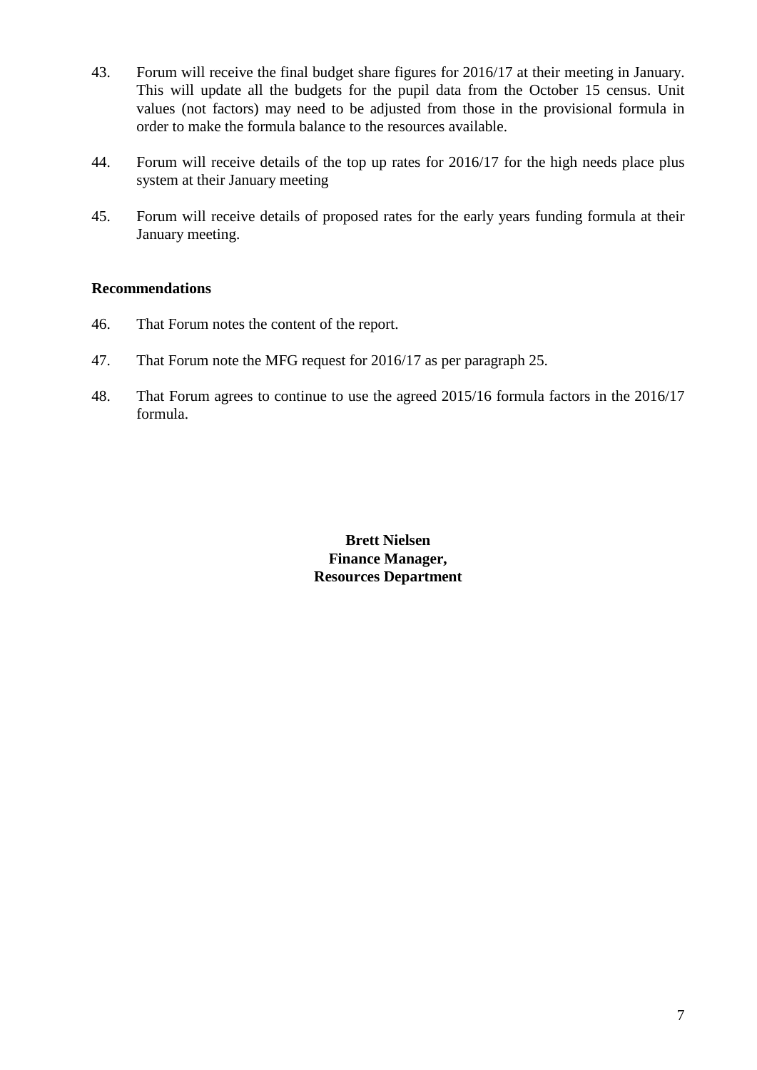43. Forum will receive the final budget share figures for 2016/17 at their meeting in January. This will update all the budgets for the pupil data from the October 15 census. Unit values (not factors) may need to be adjusted from those in the provisional formula in order to make the formula balance to the resources available.

44. Forum will receive details of the top up rates for 2016/17 for the high needs place plus system at their January meeting

45. Forum will receive details of proposed rates for the early years funding formula at their January meeting.

**Recommendations**

46. That Forum notes the content of the report.

47. That Forum note the MFG request for 2016/17 as per paragraph 25.

48. That Forum agrees to continue to use the agreed 2015/16 formula factors in the 2016/17 formula.

**Brett Nielsen**
**Finance Manager,**
**Resources Department**